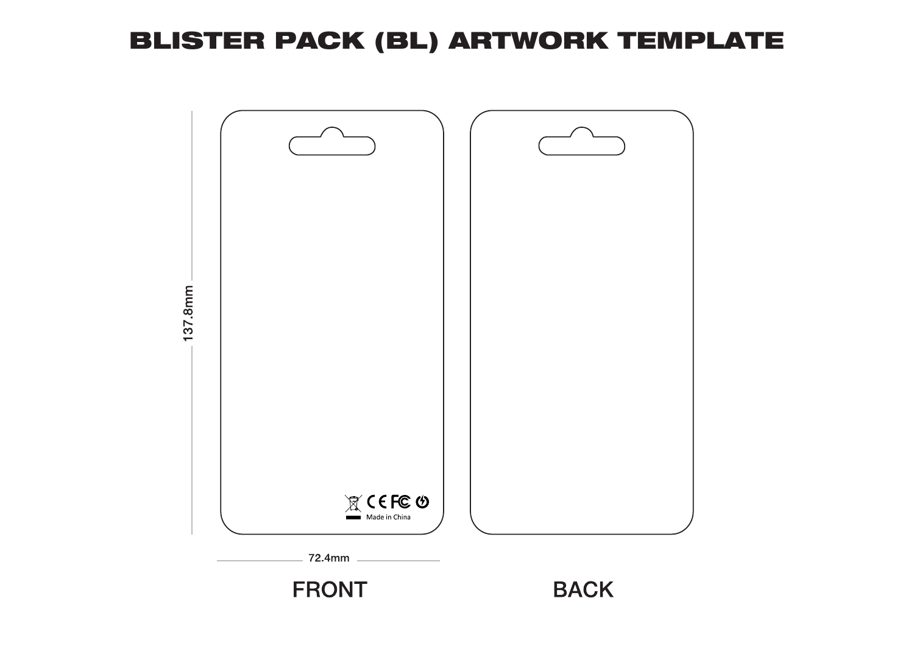# BLISTER PACK (BL) ARTWORK TEMPLATE

137.8mm

Made in China

72.4mm

FRONT

BACK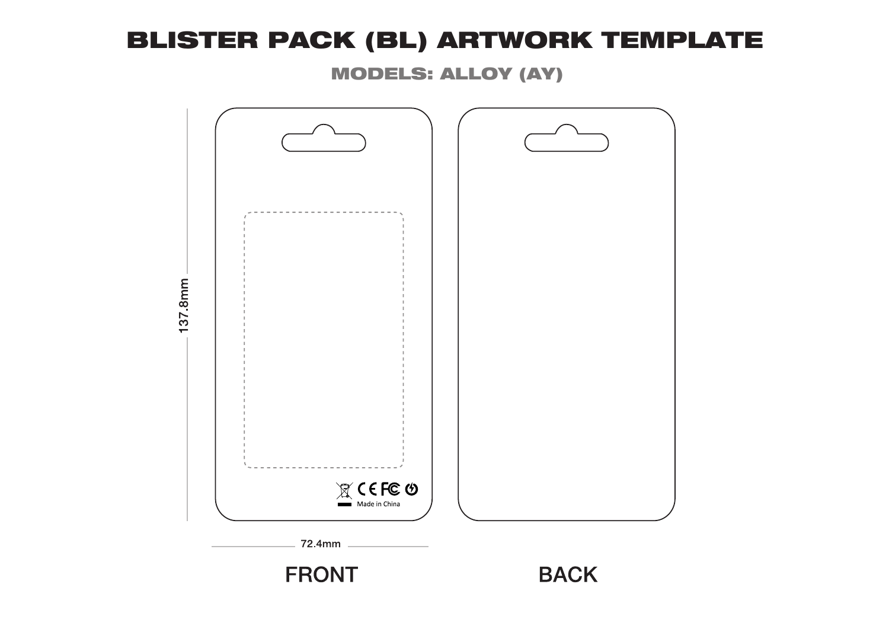# BLISTER PACK (BL) ARTWORK TEMPLATE

## MODELS: ALLOY (AY)

137.8mm

72.4mm

Made in China

FRONT

BACK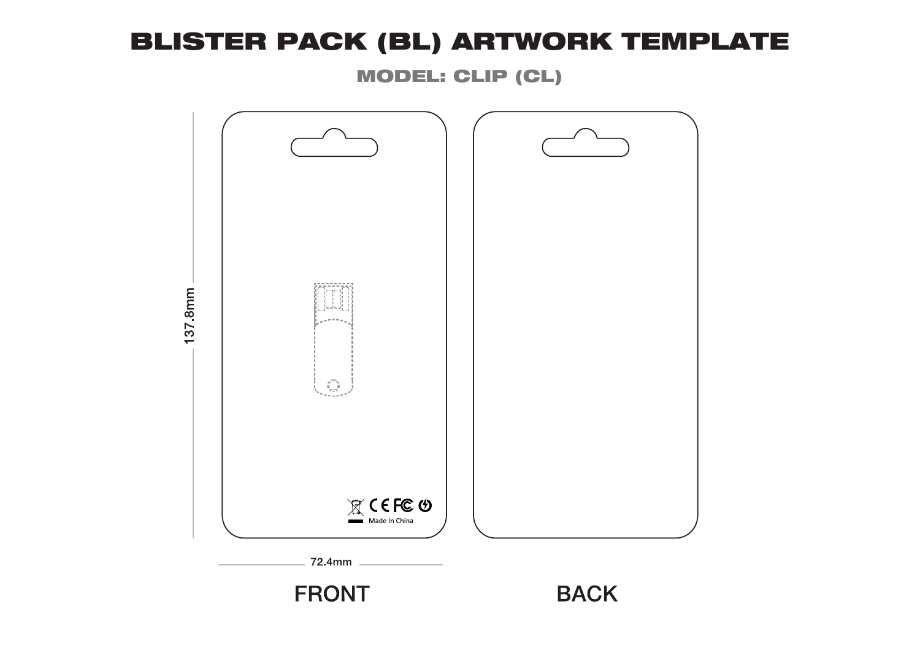# BLISTER PACK (BL) ARTWORK TEMPLATE

## MODEL: CLIP (CL)

137.8mm

Made in China

72.4mm

FRONT

BACK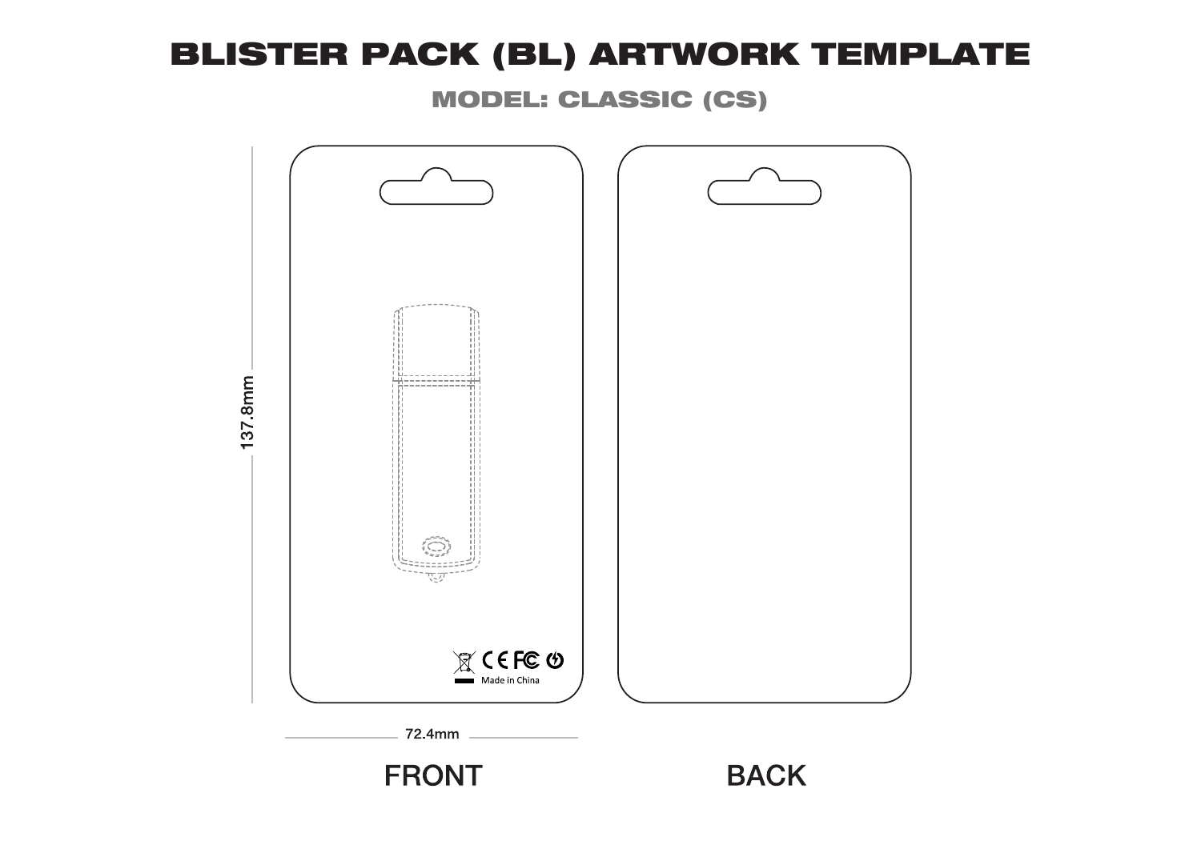# BLISTER PACK (BL) ARTWORK TEMPLATE

## MODEL: CLASSIC (CS)

137.8mm

Made in China

72.4mm

FRONT

BACK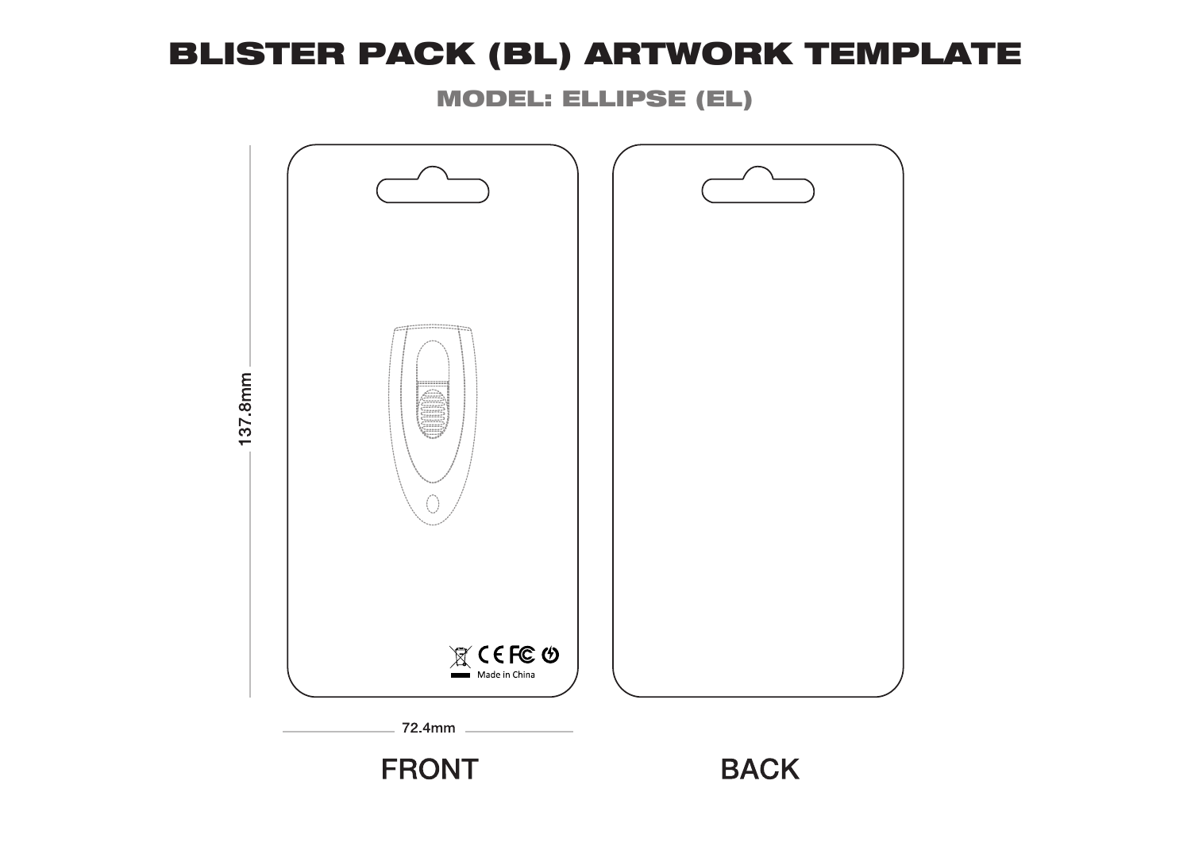# BLISTER PACK (BL) ARTWORK TEMPLATE

## MODEL: ELLIPSE (EL)

137.8mm

Made in China

72.4mm

FRONT

BACK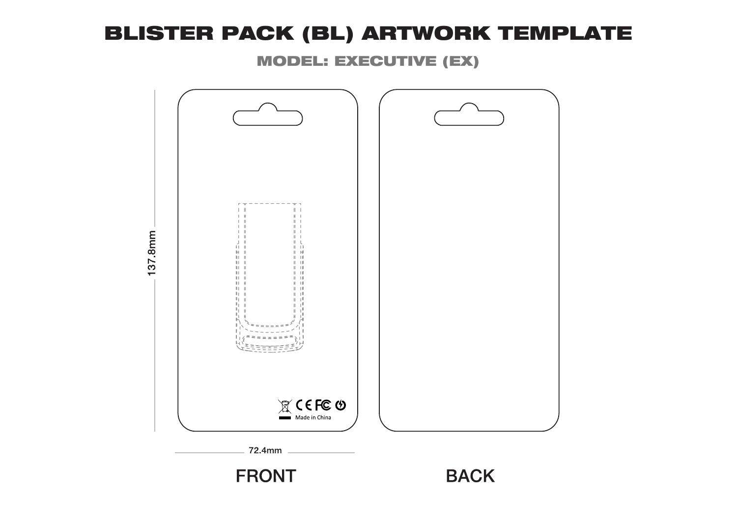# BLISTER PACK (BL) ARTWORK TEMPLATE

## MODEL: EXECUTIVE (EX)

137.8mm

Made in China

72.4mm

FRONT

BACK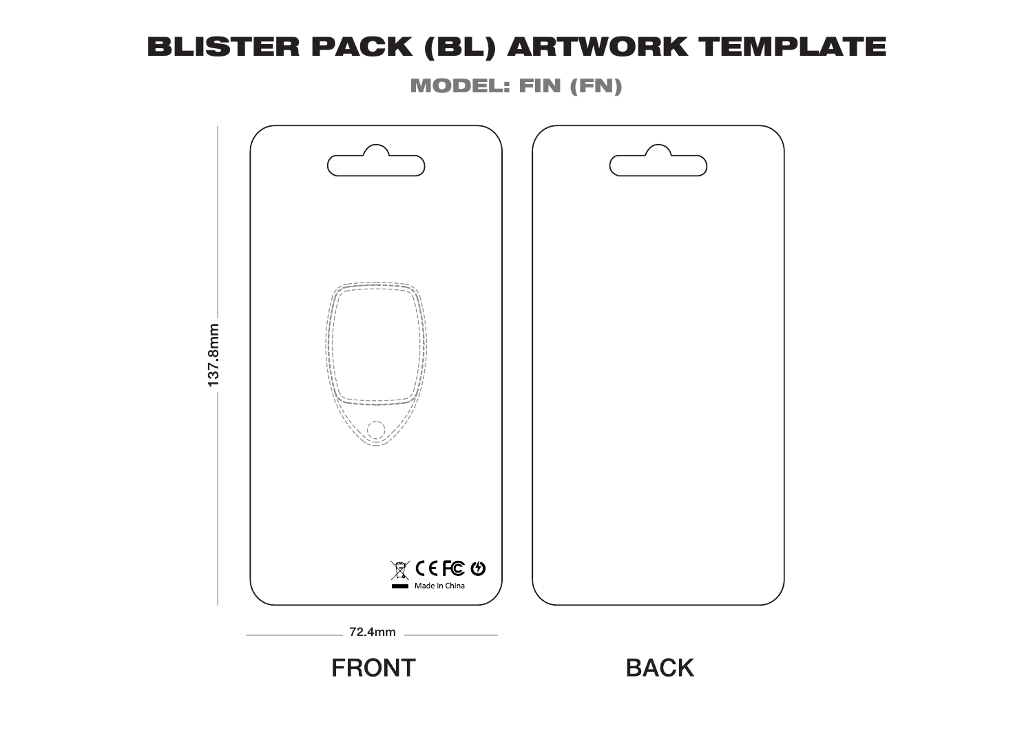# BLISTER PACK (BL) ARTWORK TEMPLATE

## MODEL: FIN (FN)

137.8mm

Made in China

72.4mm

FRONT

BACK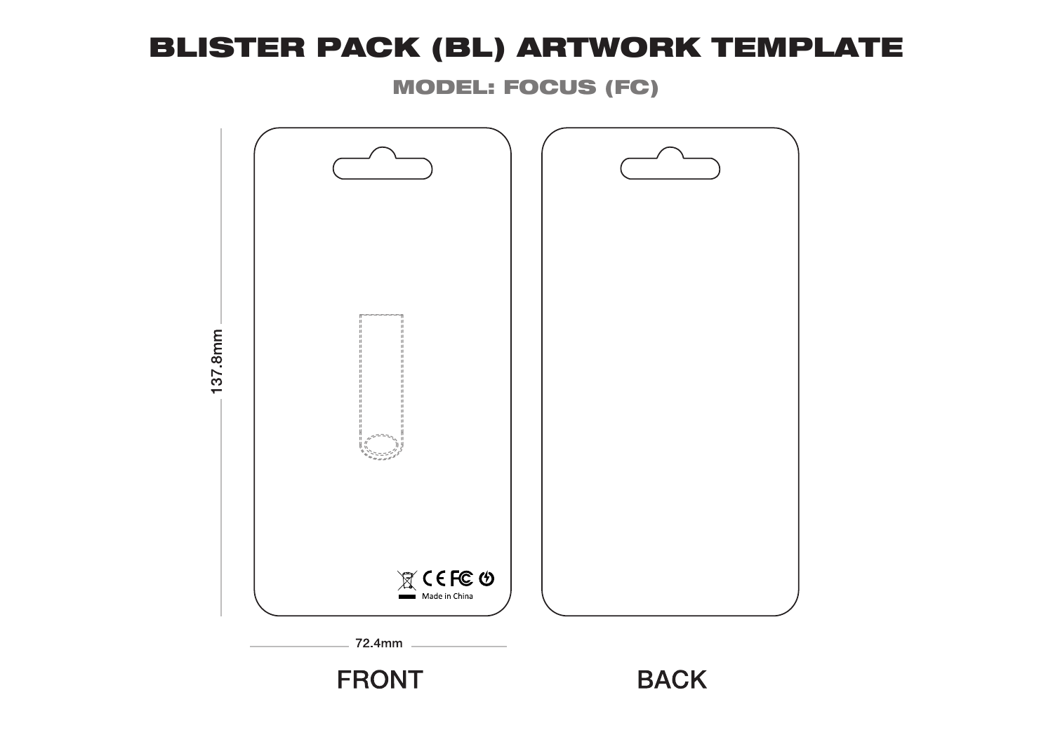# BLISTER PACK (BL) ARTWORK TEMPLATE

## MODEL: FOCUS (FC)

137.8mm

Made in China

72.4mm

FRONT

BACK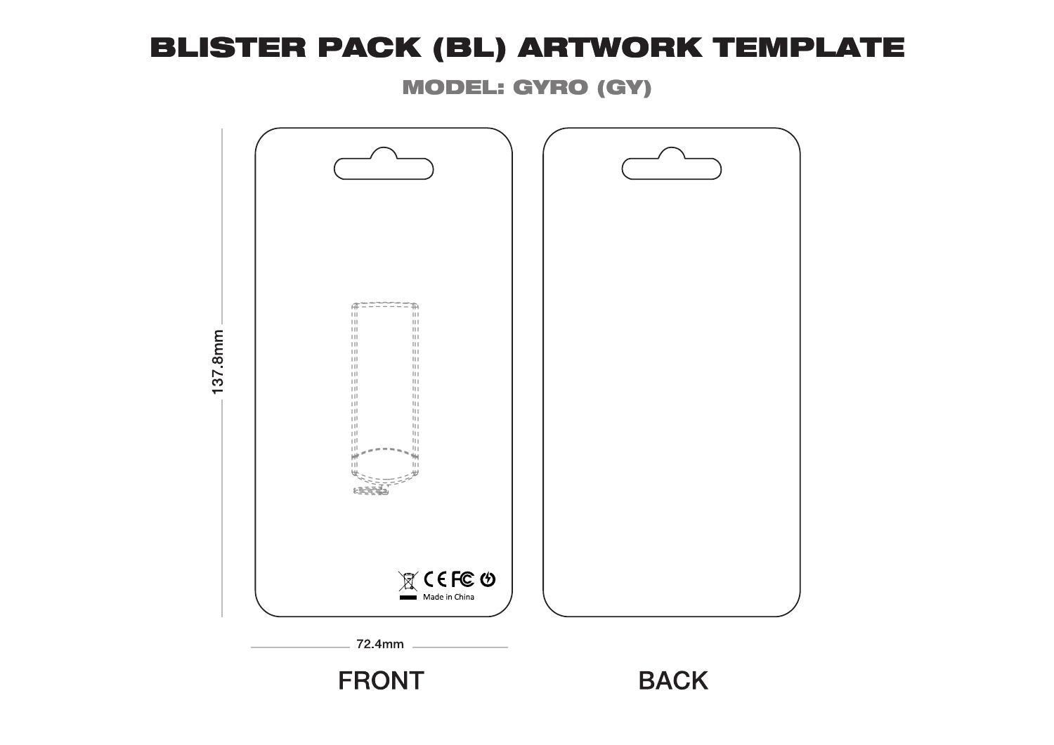# BLISTER PACK (BL) ARTWORK TEMPLATE

## MODEL: GYRO (GY)

137.8mm

Made in China

72.4mm

FRONT

BACK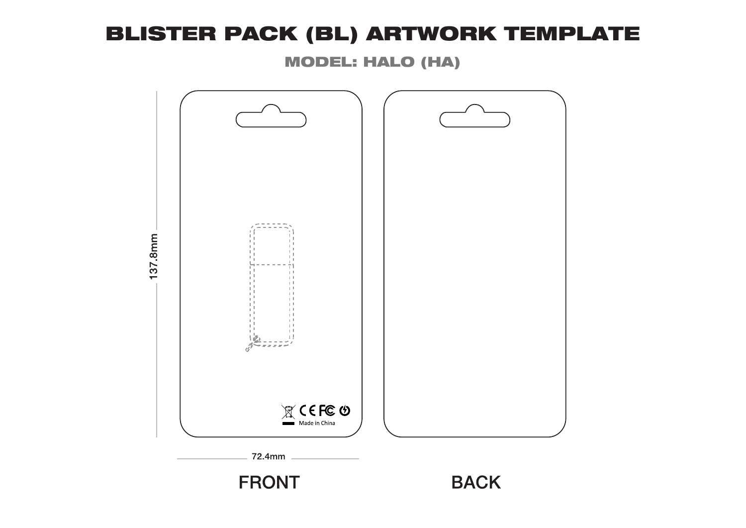# BLISTER PACK (BL) ARTWORK TEMPLATE

## MODEL: HALO (HA)

137.8mm

Made in China

72.4mm

FRONT

BACK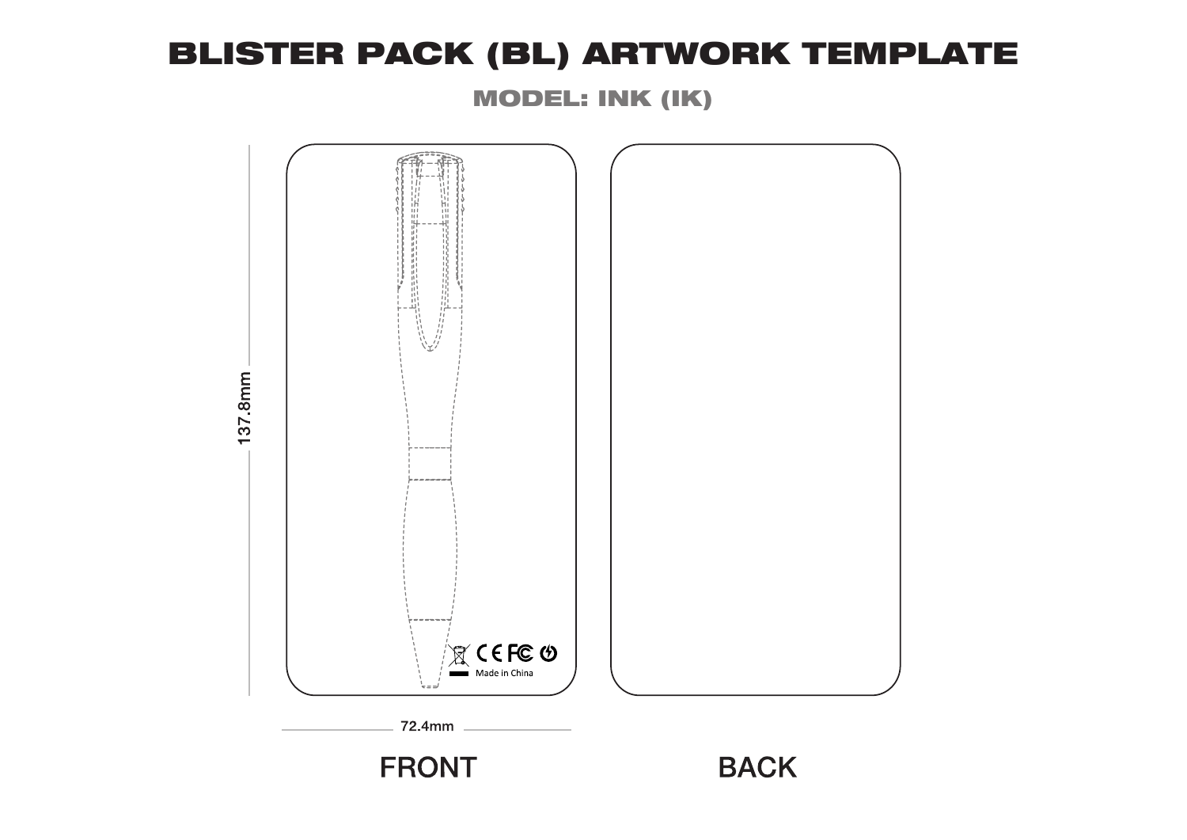# BLISTER PACK (BL) ARTWORK TEMPLATE

## MODEL: INK (IK)

137.8mm

Made in China

72.4mm

FRONT

BACK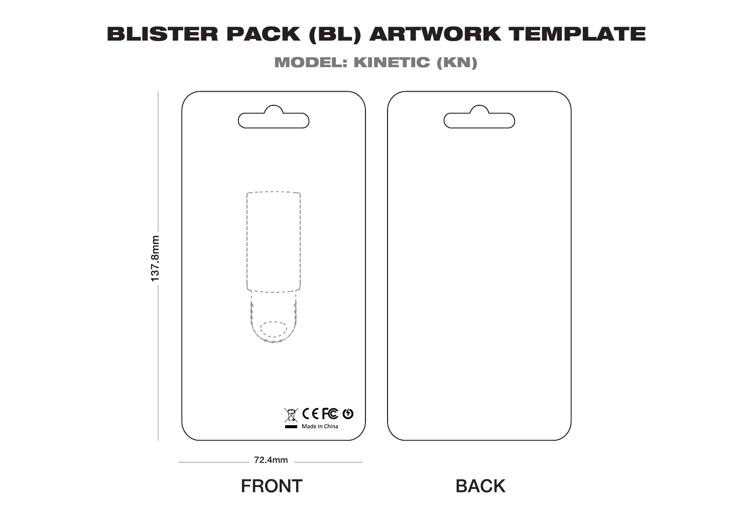# BLISTER PACK (BL) ARTWORK TEMPLATE

## MODEL: KINETIC (KN)

137.8mm

Made in China

72.4mm

FRONT

BACK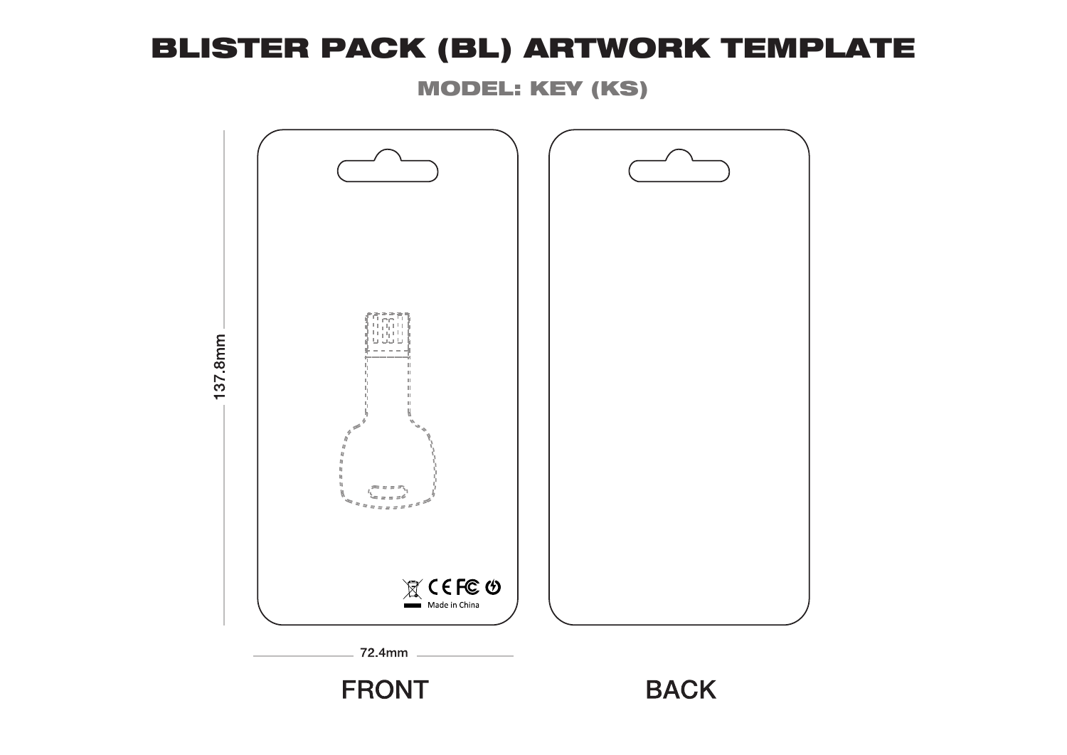# BLISTER PACK (BL) ARTWORK TEMPLATE

## MODEL: KEY (KS)

137.8mm

Made in China

72.4mm

FRONT

BACK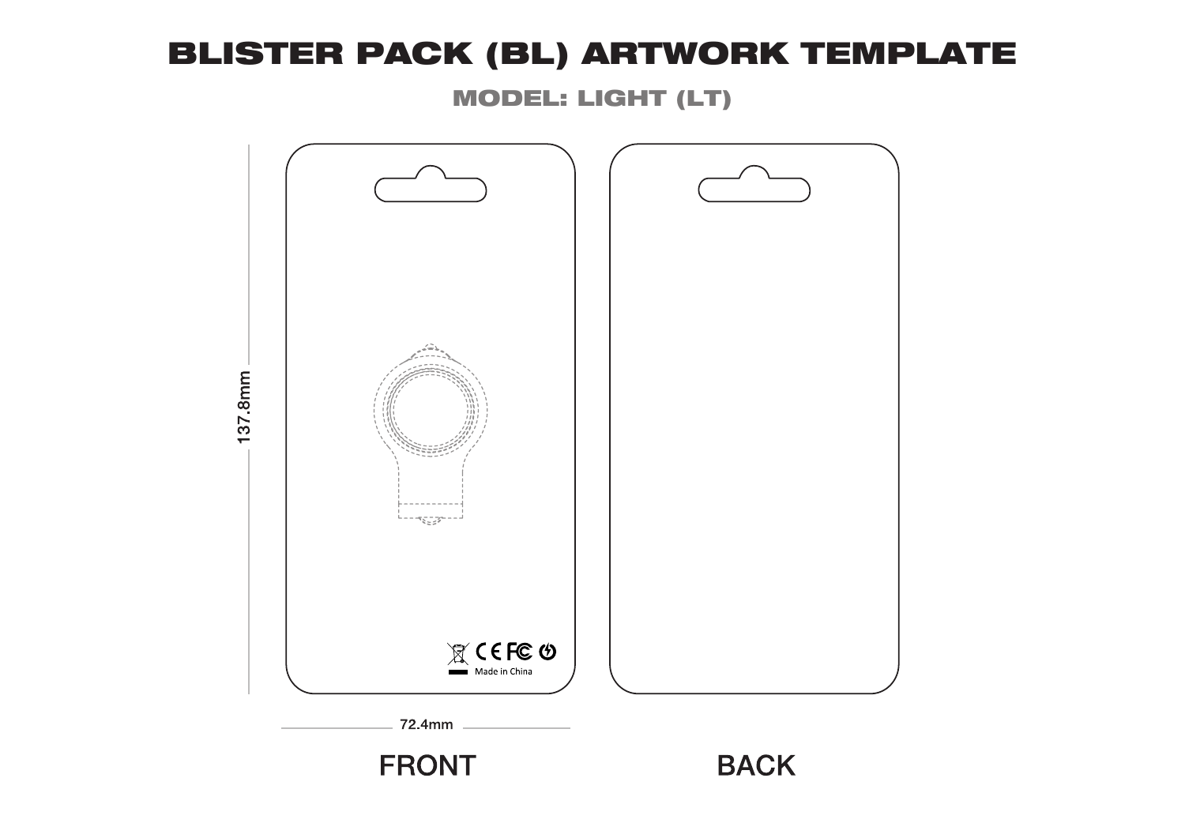# BLISTER PACK (BL) ARTWORK TEMPLATE

## MODEL: LIGHT (LT)

137.8mm

Made in China

72.4mm

FRONT

BACK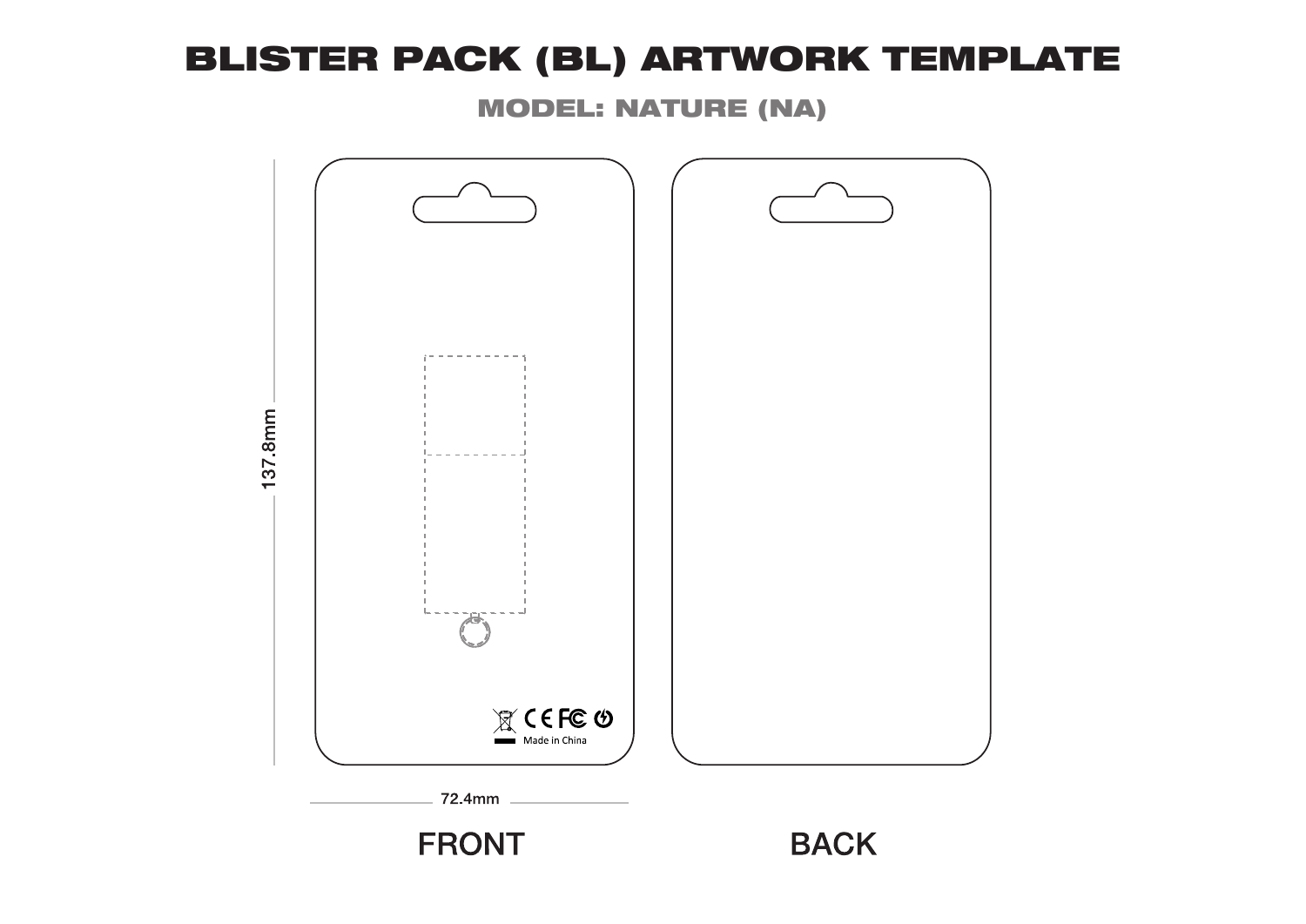# BLISTER PACK (BL) ARTWORK TEMPLATE

## MODEL: NATURE (NA)

137.8mm

Made in China

72.4mm

FRONT

BACK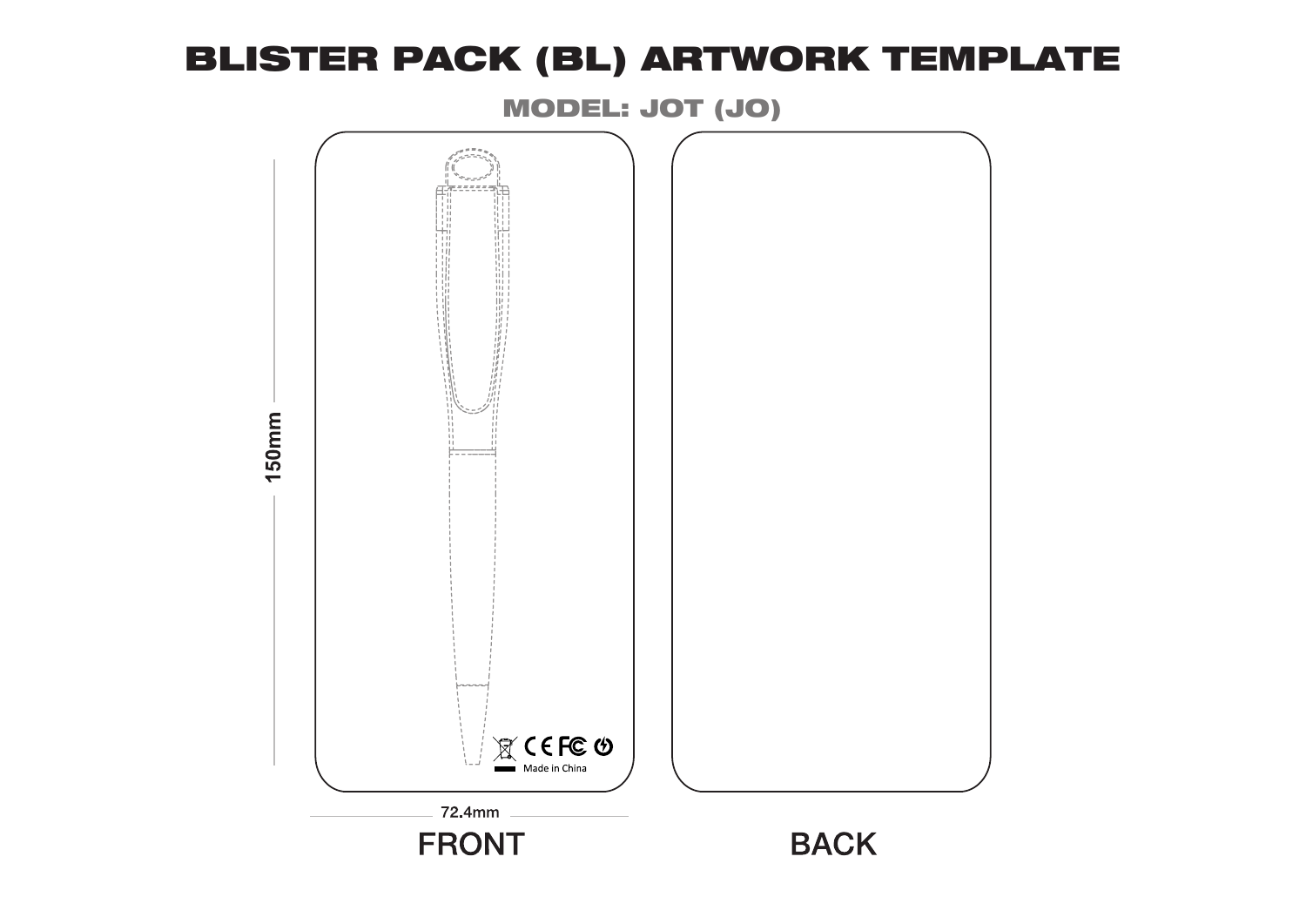# BLISTER PACK (BL) ARTWORK TEMPLATE

## MODEL: JOT (JO)

150mm

Made in China

72.4mm

FRONT

BACK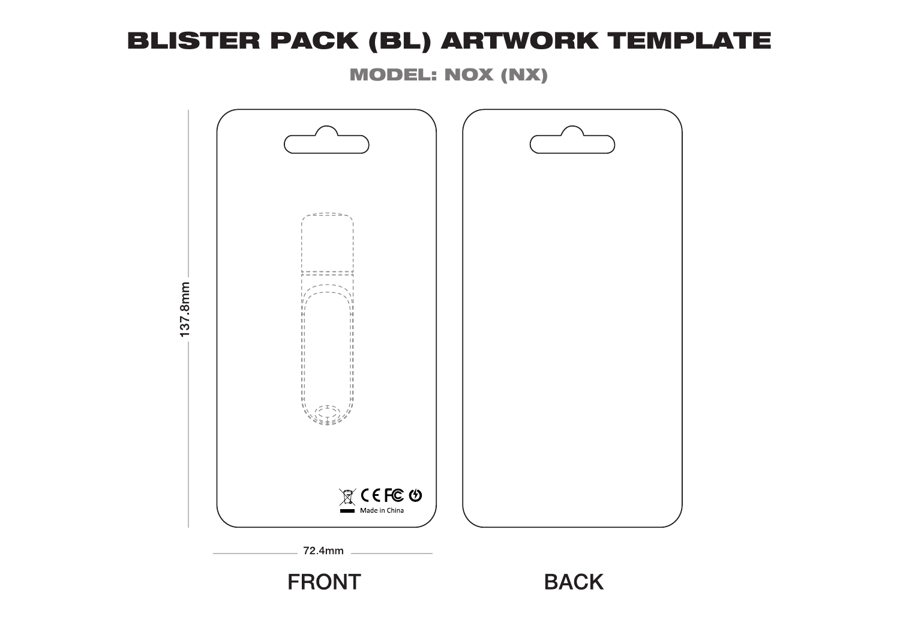# BLISTER PACK (BL) ARTWORK TEMPLATE

## MODEL: NOX (NX)

137.8mm

Made in China

72.4mm

FRONT

BACK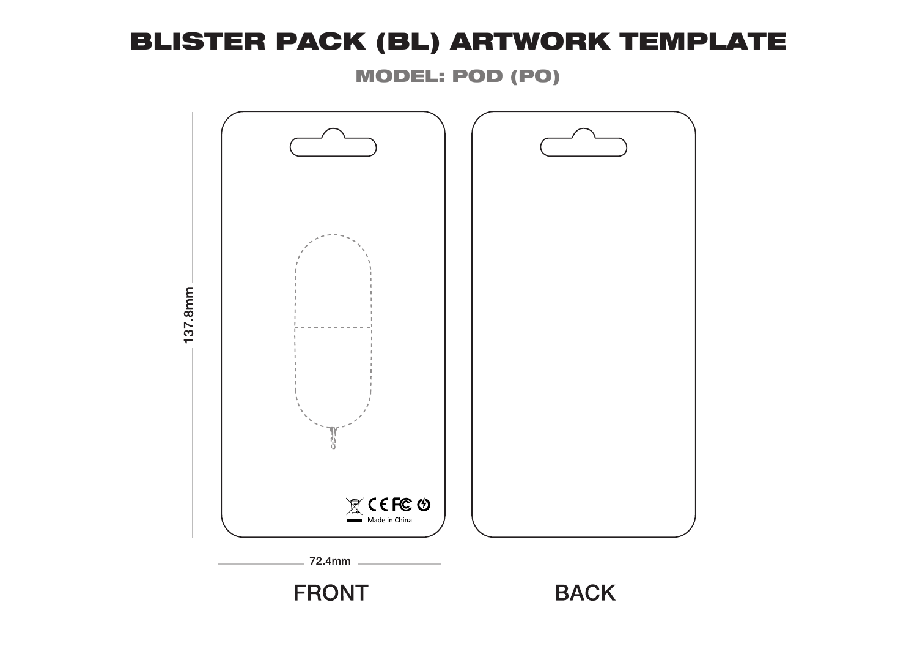# BLISTER PACK (BL) ARTWORK TEMPLATE

## MODEL: POD (PO)

137.8mm

Made in China

72.4mm

FRONT

BACK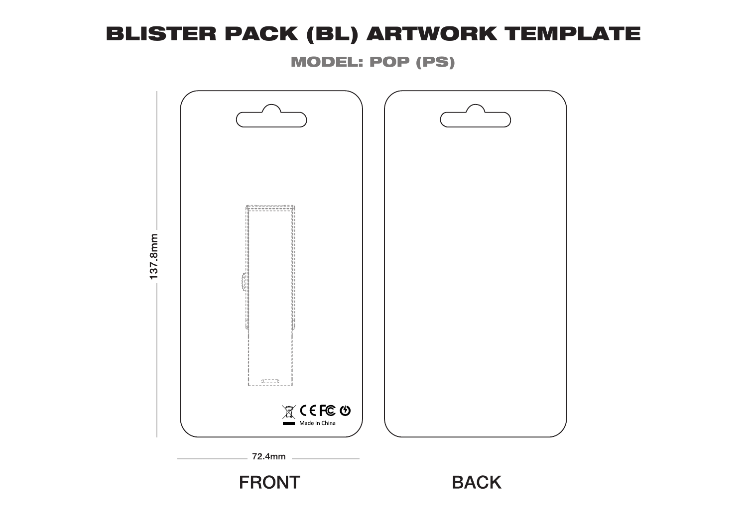# BLISTER PACK (BL) ARTWORK TEMPLATE

## MODEL: POP (PS)

137.8mm

Made in China

72.4mm

FRONT

BACK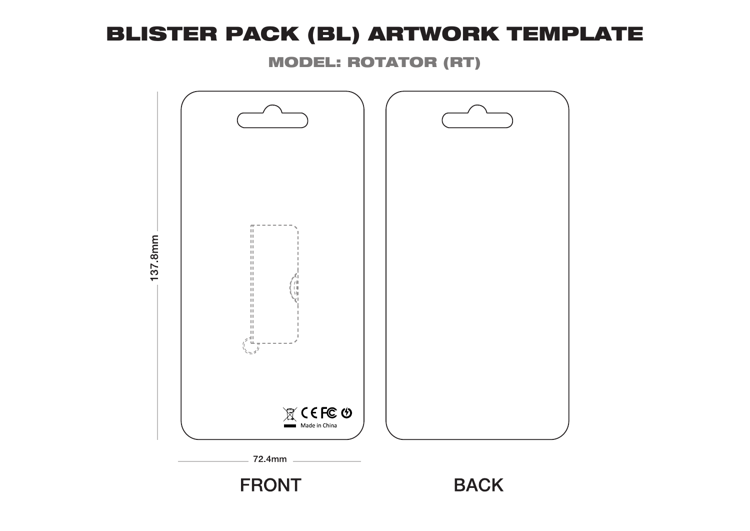# BLISTER PACK (BL) ARTWORK TEMPLATE

## MODEL: ROTATOR (RT)

137.8mm

Made in China

72.4mm

FRONT

BACK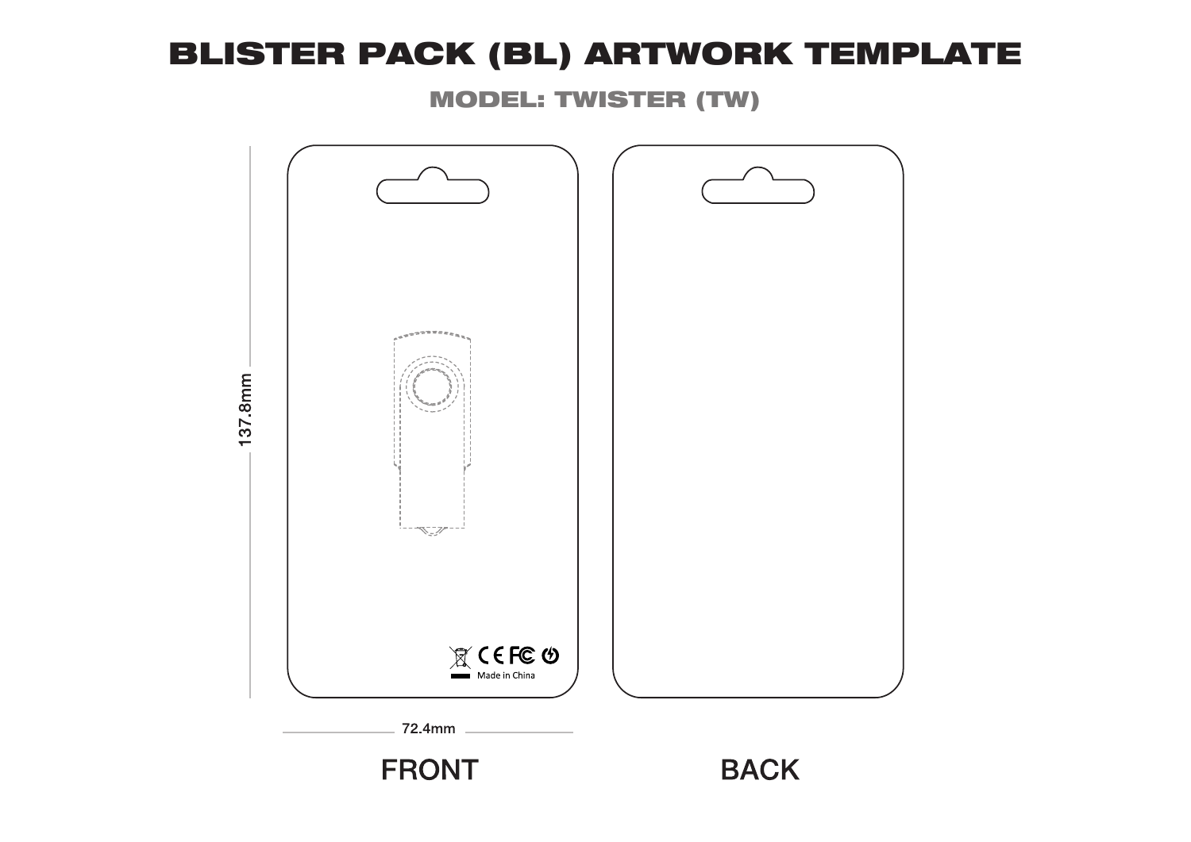# BLISTER PACK (BL) ARTWORK TEMPLATE

## MODEL: TWISTER (TW)

137.8mm

Made in China

72.4mm

FRONT

BACK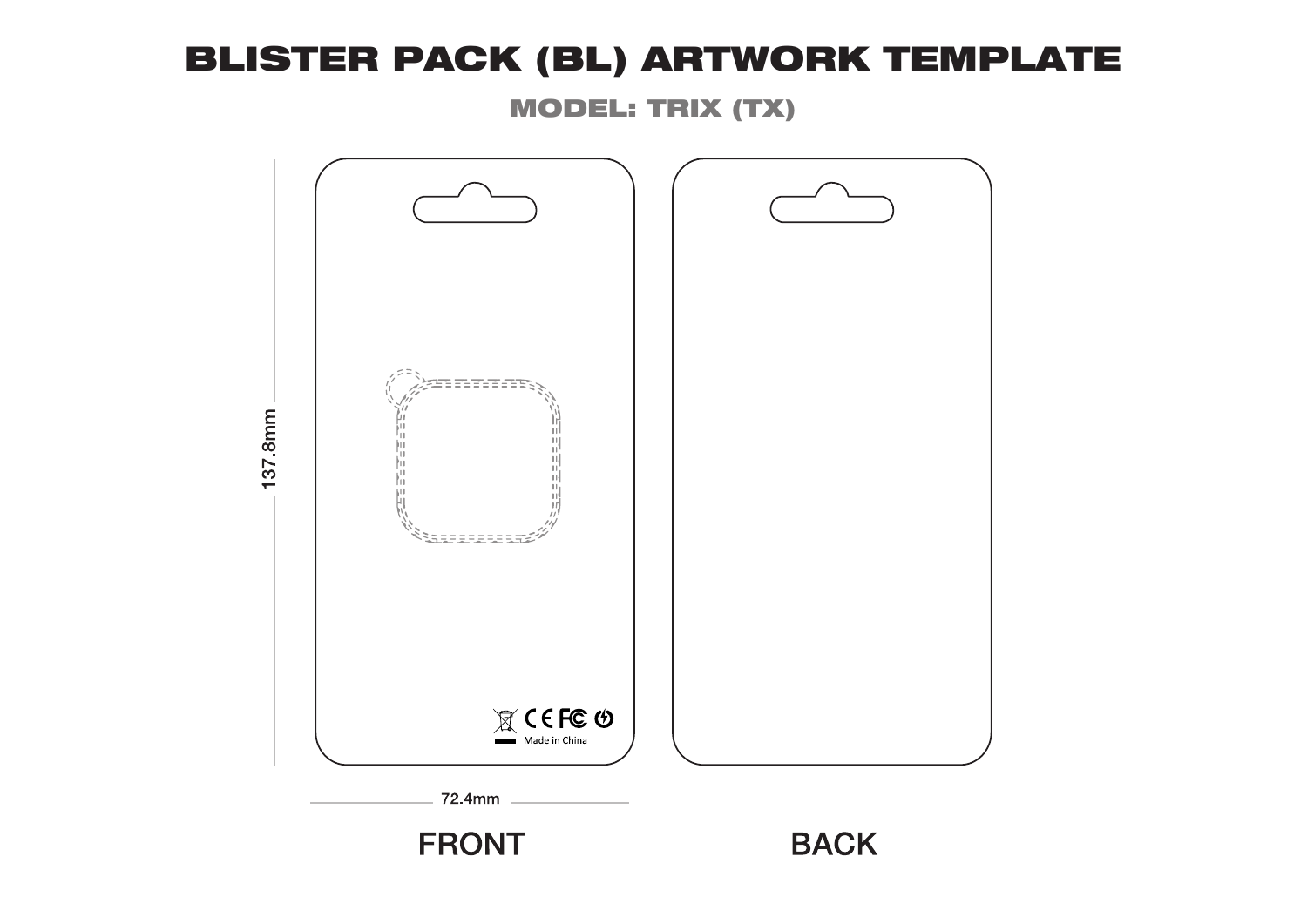# BLISTER PACK (BL) ARTWORK TEMPLATE

## MODEL: TRIX (TX)

137.8mm

Made in China

72.4mm

FRONT

BACK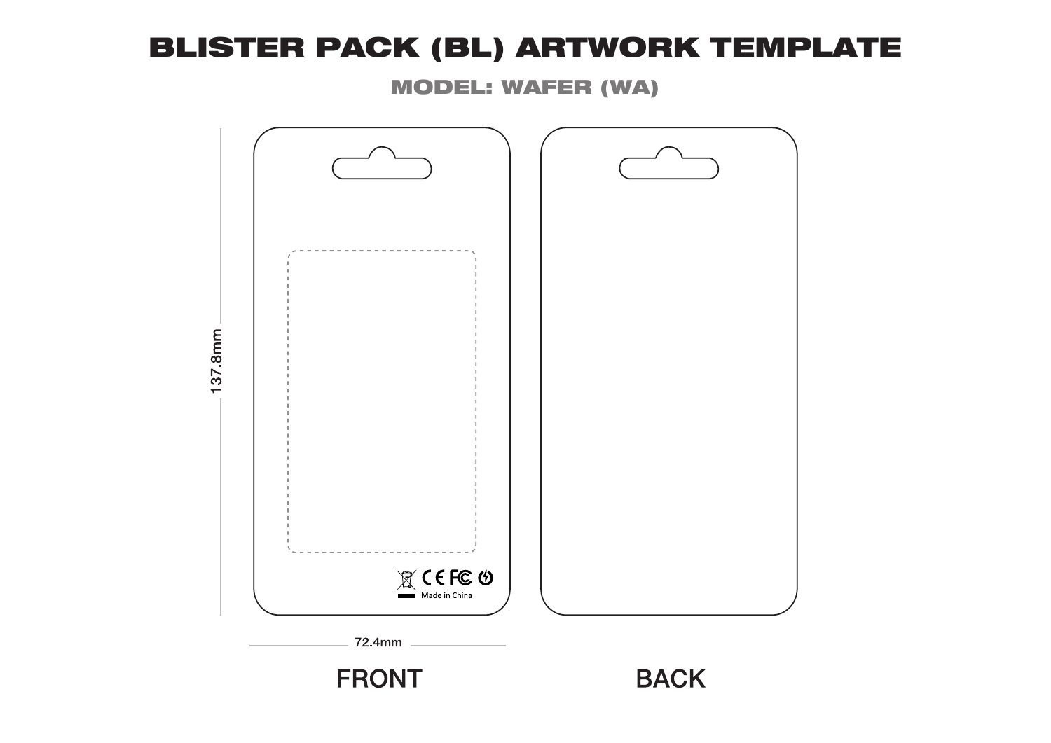# BLISTER PACK (BL) ARTWORK TEMPLATE

## MODEL: WAFER (WA)

137.8mm

Made in China

72.4mm

FRONT

BACK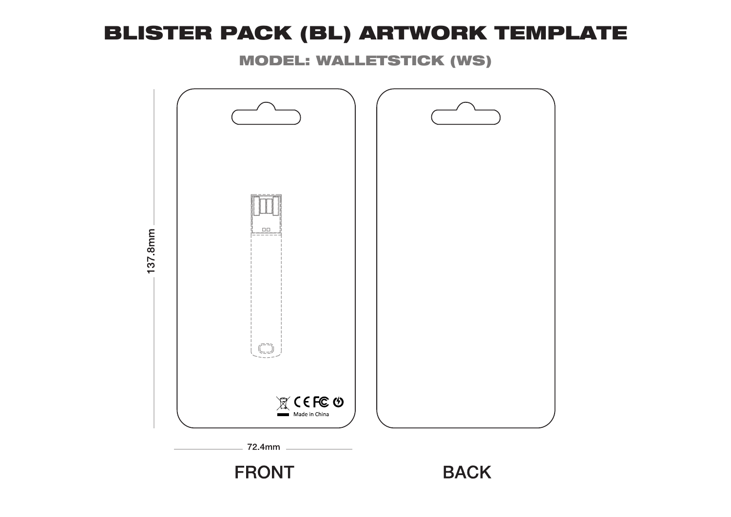# BLISTER PACK (BL) ARTWORK TEMPLATE

## MODEL: WALLETSTICK (WS)

137.8mm

Made in China

72.4mm

FRONT

BACK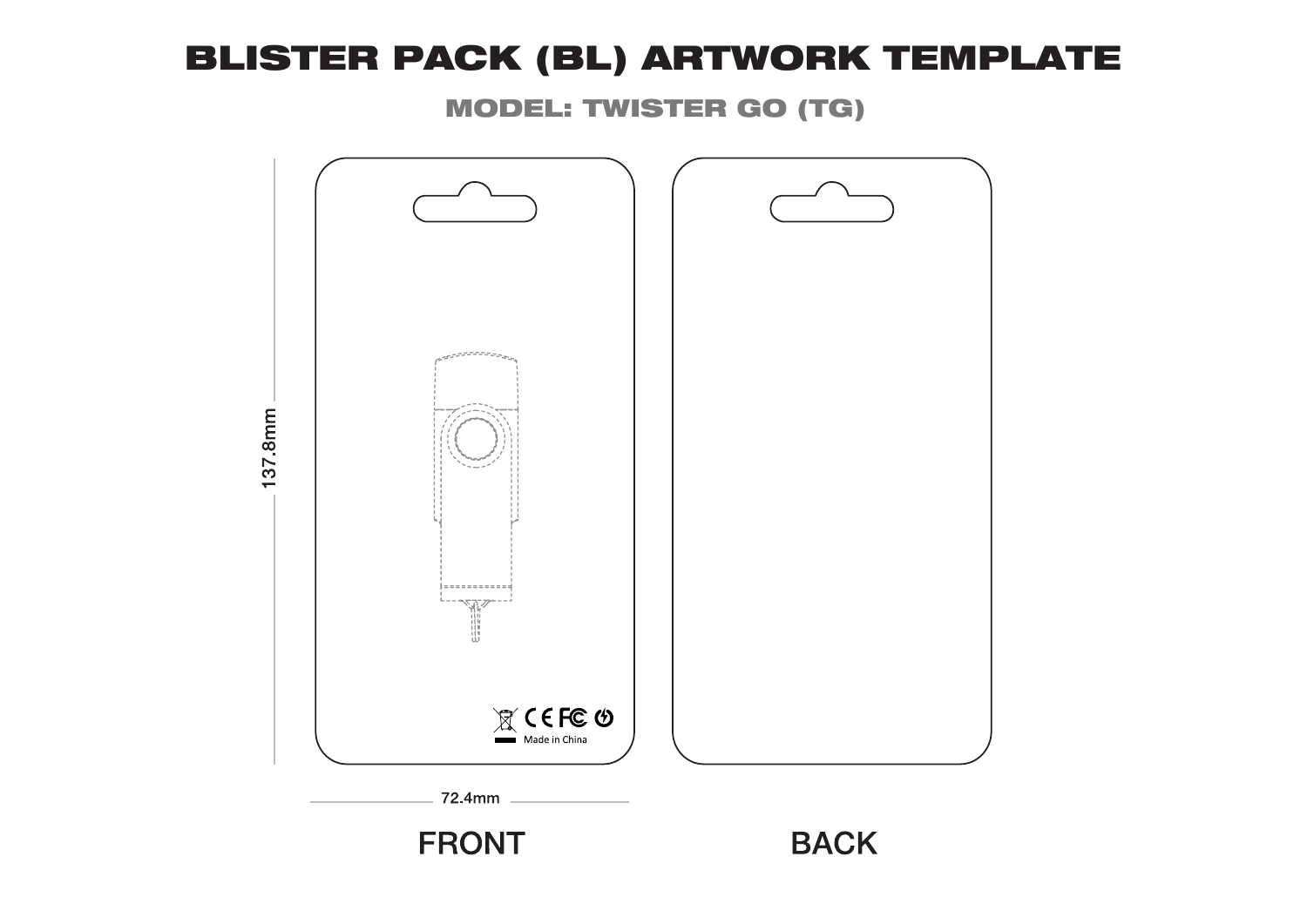# BLISTER PACK (BL) ARTWORK TEMPLATE

## MODEL: TWISTER GO (TG)

137.8mm

Made in China

72.4mm

FRONT

BACK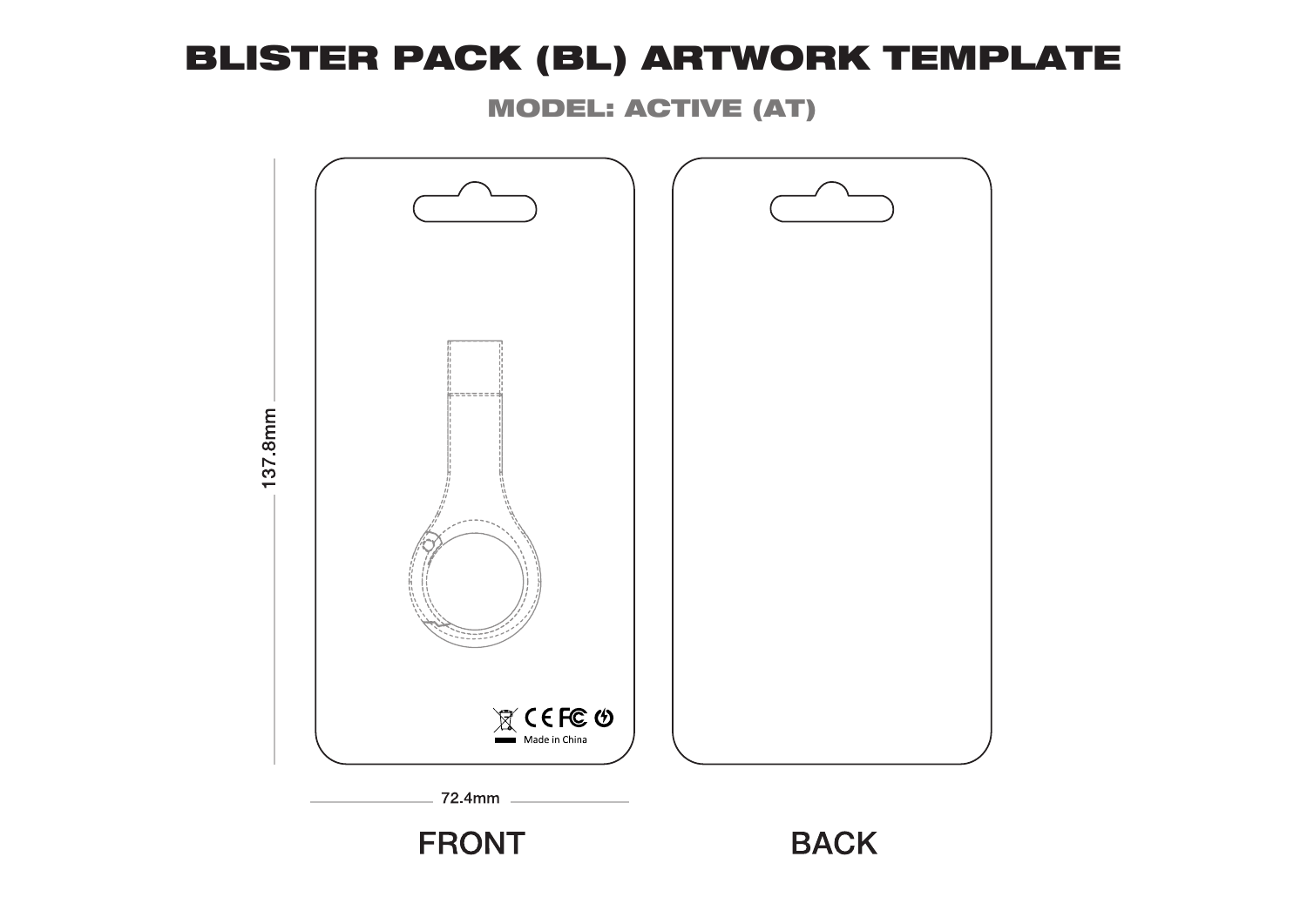# BLISTER PACK (BL) ARTWORK TEMPLATE

## MODEL: ACTIVE (AT)

137.8mm

Made in China

72.4mm

FRONT

BACK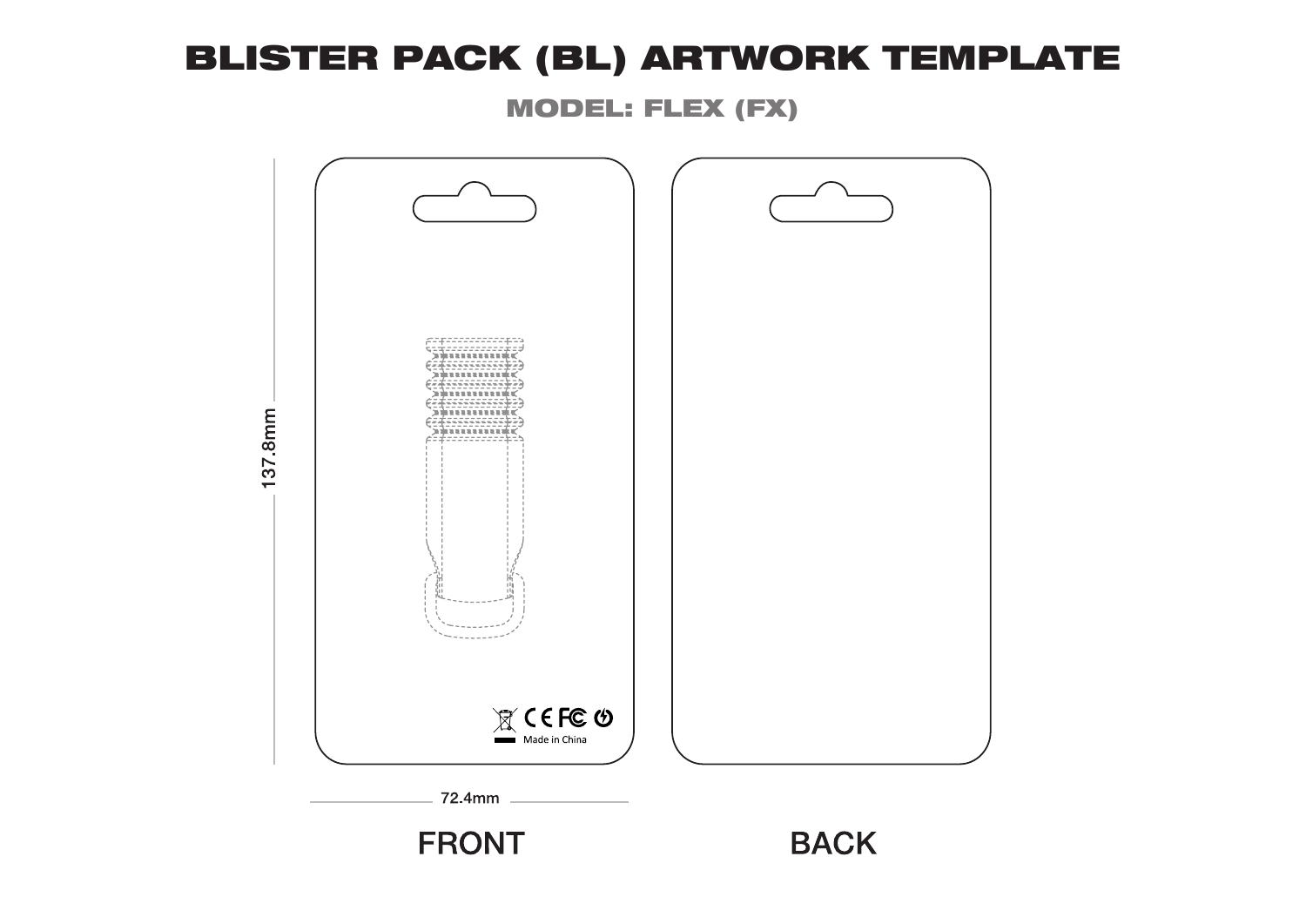# BLISTER PACK (BL) ARTWORK TEMPLATE

## MODEL: FLEX (FX)

137.8mm

CE FC

Made in China

72.4mm

FRONT

BACK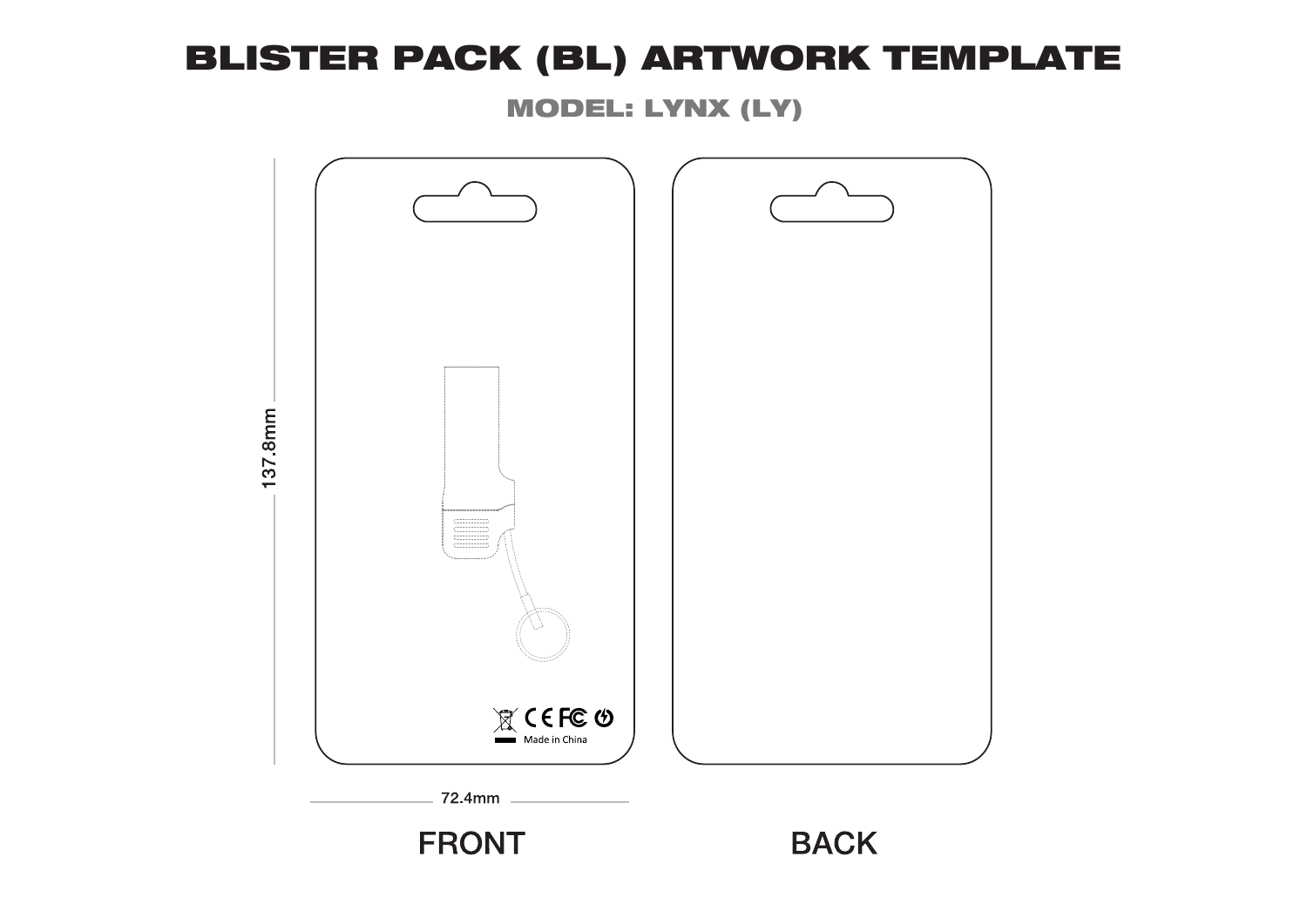# BLISTER PACK (BL) ARTWORK TEMPLATE

## MODEL: LYNX (LY)

137.8mm

CE FC

Made in China

72.4mm

FRONT

BACK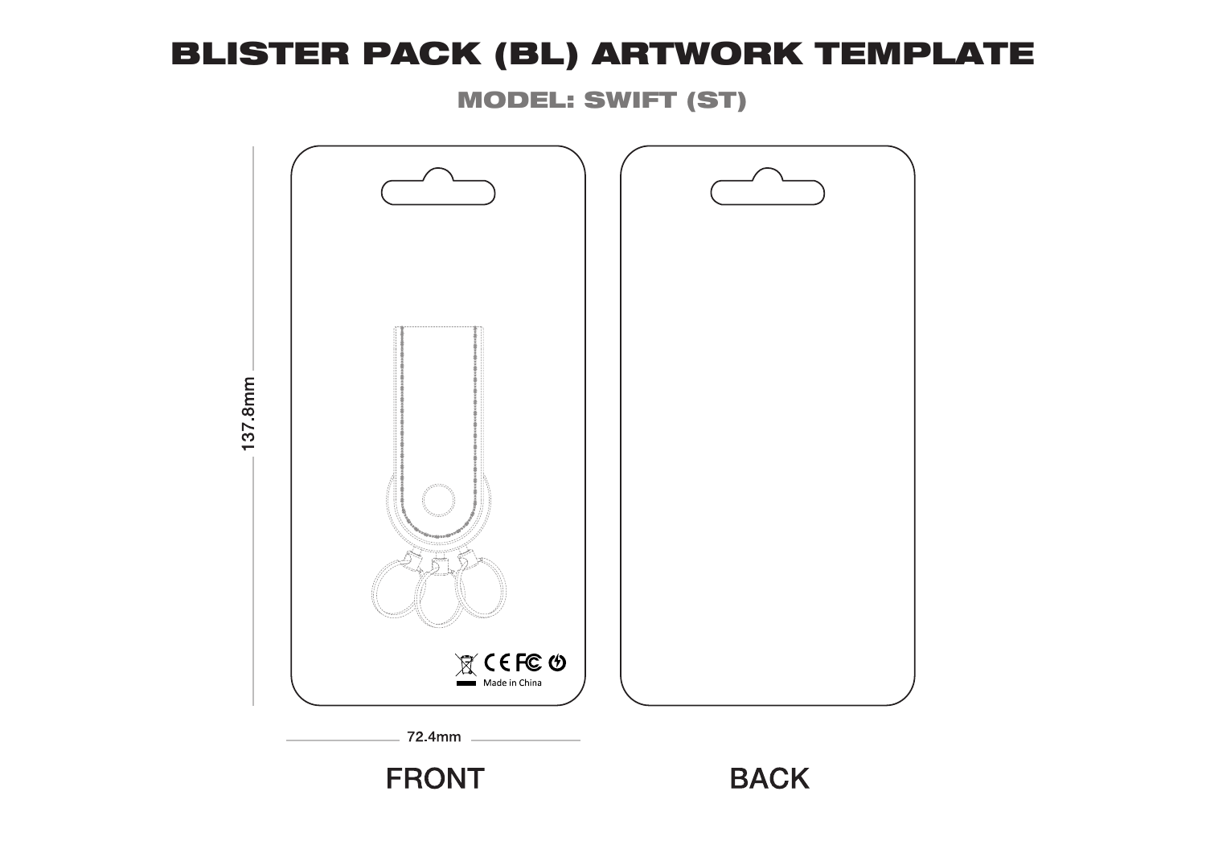# BLISTER PACK (BL) ARTWORK TEMPLATE

## MODEL: SWIFT (ST)

137.8mm

Made in China

72.4mm

FRONT

BACK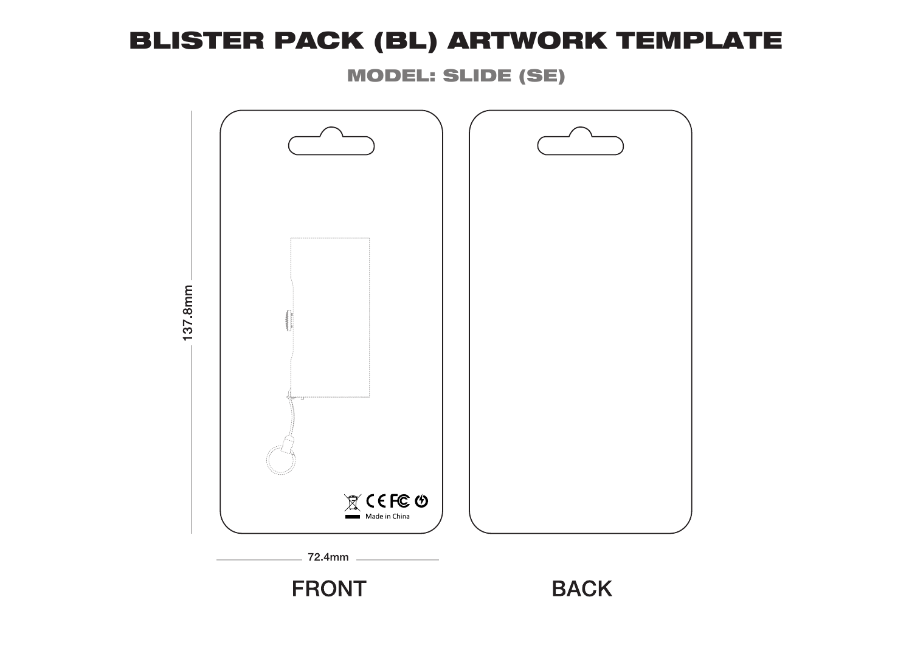# BLISTER PACK (BL) ARTWORK TEMPLATE

## MODEL: SLIDE (SE)

137.8mm

Made in China

72.4mm

FRONT

BACK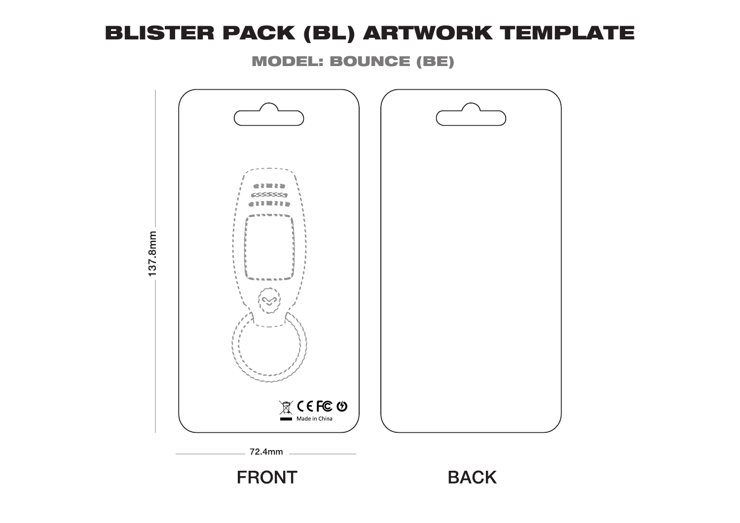# BLISTER PACK (BL) ARTWORK TEMPLATE

## MODEL: BOUNCE (BE)

137.8mm

Made in China

72.4mm

FRONT

BACK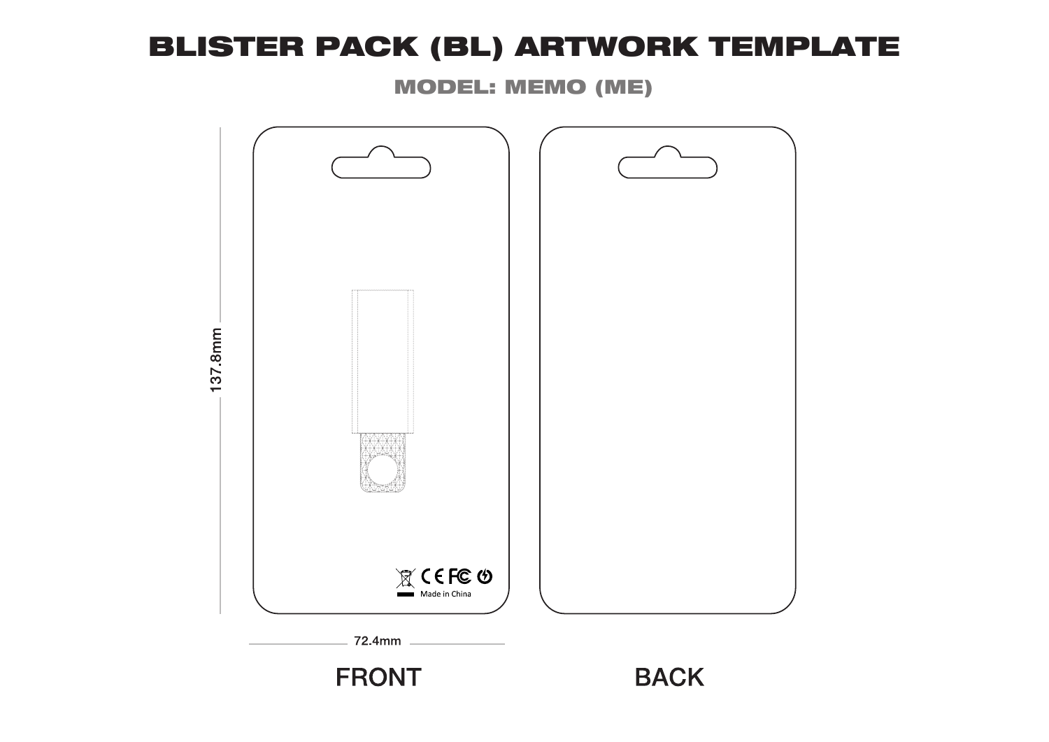# BLISTER PACK (BL) ARTWORK TEMPLATE

## MODEL: MEMO (ME)

137.8mm

Made in China

72.4mm

FRONT

BACK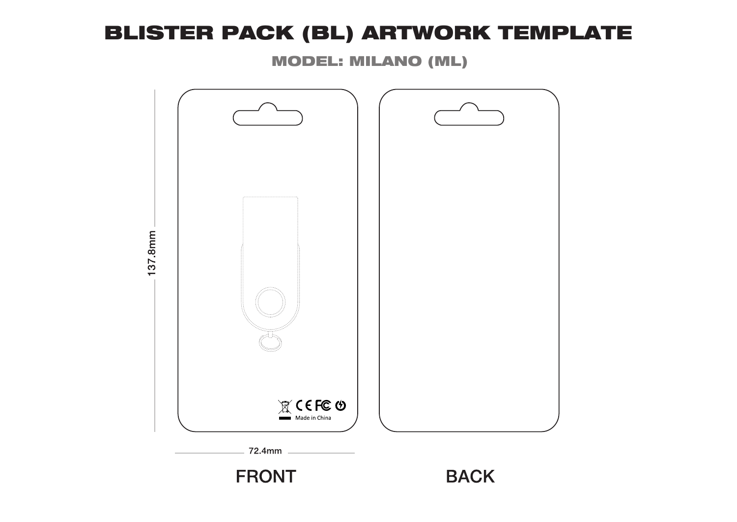# BLISTER PACK (BL) ARTWORK TEMPLATE

## MODEL: MILANO (ML)

137.8mm

Made in China

72.4mm

FRONT

BACK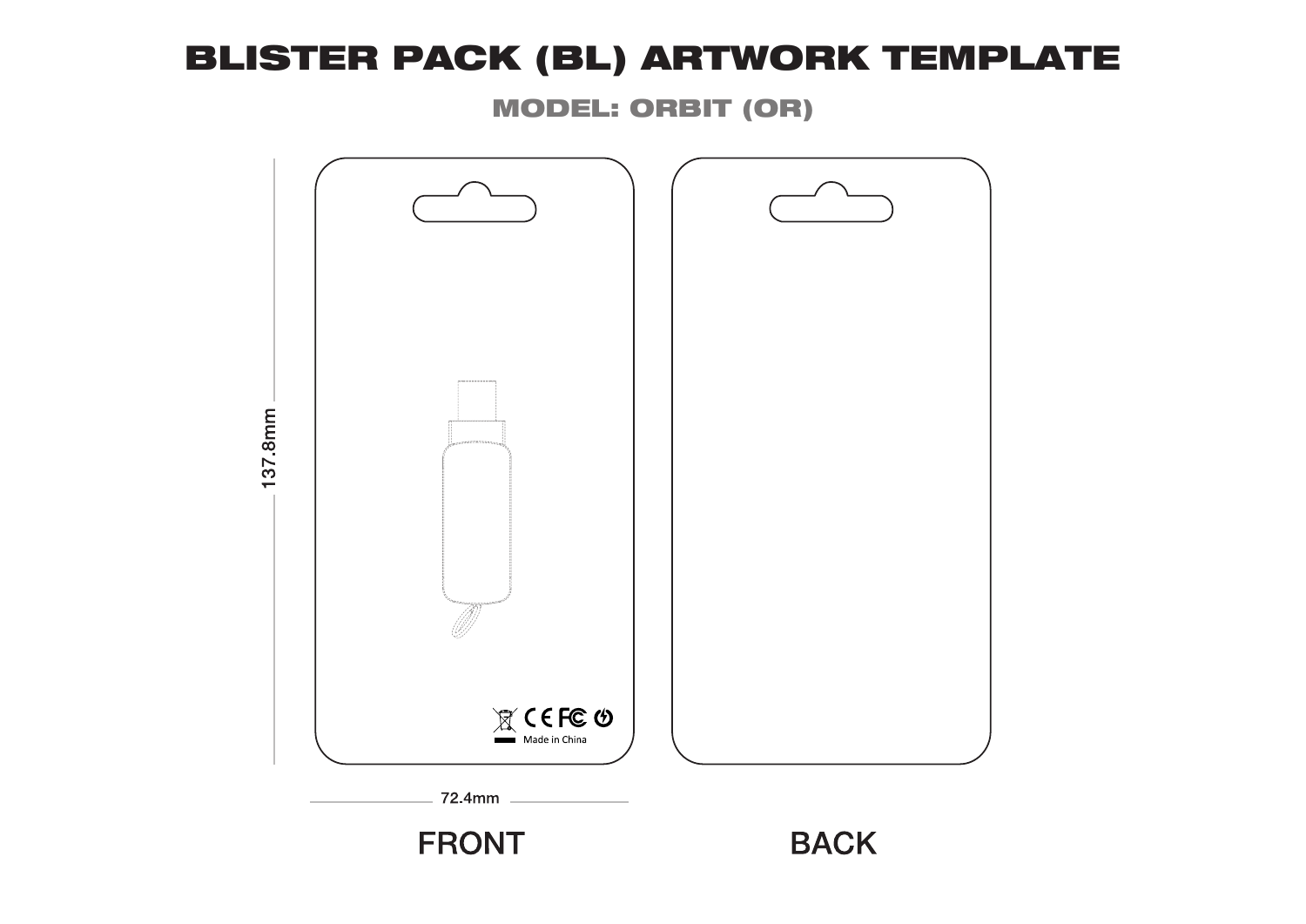# BLISTER PACK (BL) ARTWORK TEMPLATE

## MODEL: ORBIT (OR)

137.8mm

Made in China

72.4mm

FRONT

BACK